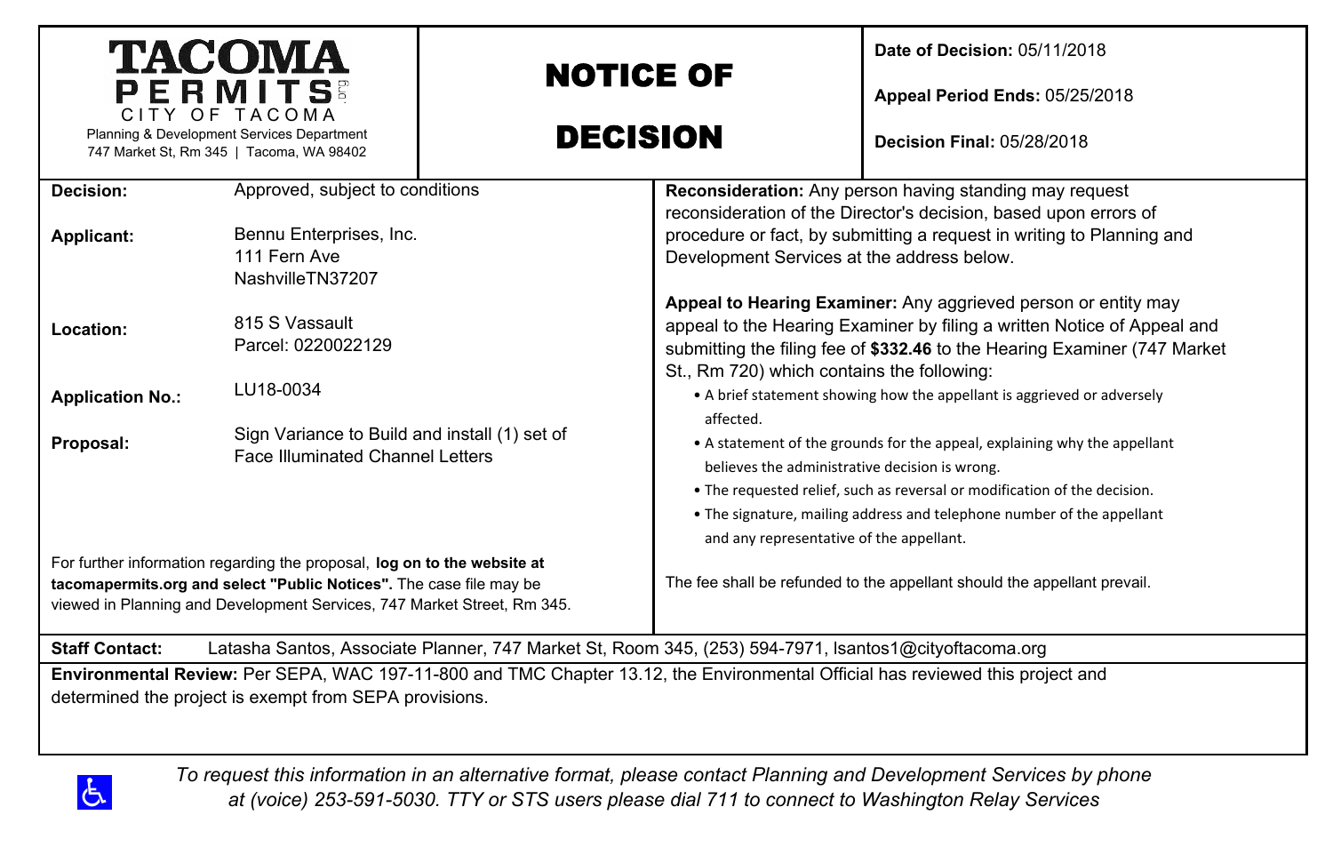**TACOMA PERMITS**
CITY OF TACOMA
Planning & Development Services Department
747 Market St, Rm 345 | Tacoma, WA 98402

# NOTICE OF DECISION

**Date of Decision:** 05/11/2018

**Appeal Period Ends:** 05/25/2018

**Decision Final:** 05/28/2018

| | |
|---|---|
| **Decision:** | Approved, subject to conditions |
| **Applicant:** | Bennu Enterprises, Inc.<br>111 Fern Ave<br>NashvilleTN37207 |
| **Location:** | 815 S Vassault<br>Parcel: 0220022129 |
| **Application No.:** | LU18-0034 |
| **Proposal:** | Sign Variance to Build and install (1) set of Face Illuminated Channel Letters |

For further information regarding the proposal, **log on to the website at tacomapermits.org and select "Public Notices".** The case file may be viewed in Planning and Development Services, 747 Market Street, Rm 345.

**Reconsideration:** Any person having standing may request reconsideration of the Director's decision, based upon errors of procedure or fact, by submitting a request in writing to Planning and Development Services at the address below.

**Appeal to Hearing Examiner:** Any aggrieved person or entity may appeal to the Hearing Examiner by filing a written Notice of Appeal and submitting the filing fee of **$332.46** to the Hearing Examiner (747 Market St., Rm 720) which contains the following:

- A brief statement showing how the appellant is aggrieved or adversely affected.
- A statement of the grounds for the appeal, explaining why the appellant believes the administrative decision is wrong.
- The requested relief, such as reversal or modification of the decision.
- The signature, mailing address and telephone number of the appellant and any representative of the appellant.

The fee shall be refunded to the appellant should the appellant prevail.

**Staff Contact:** Latasha Santos, Associate Planner, 747 Market St, Room 345, (253) 594-7971, lsantos1@cityoftacoma.org

**Environmental Review:** Per SEPA, WAC 197-11-800 and TMC Chapter 13.12, the Environmental Official has reviewed this project and determined the project is exempt from SEPA provisions.

*To request this information in an alternative format, please contact Planning and Development Services by phone at (voice) 253-591-5030. TTY or STS users please dial 711 to connect to Washington Relay Services*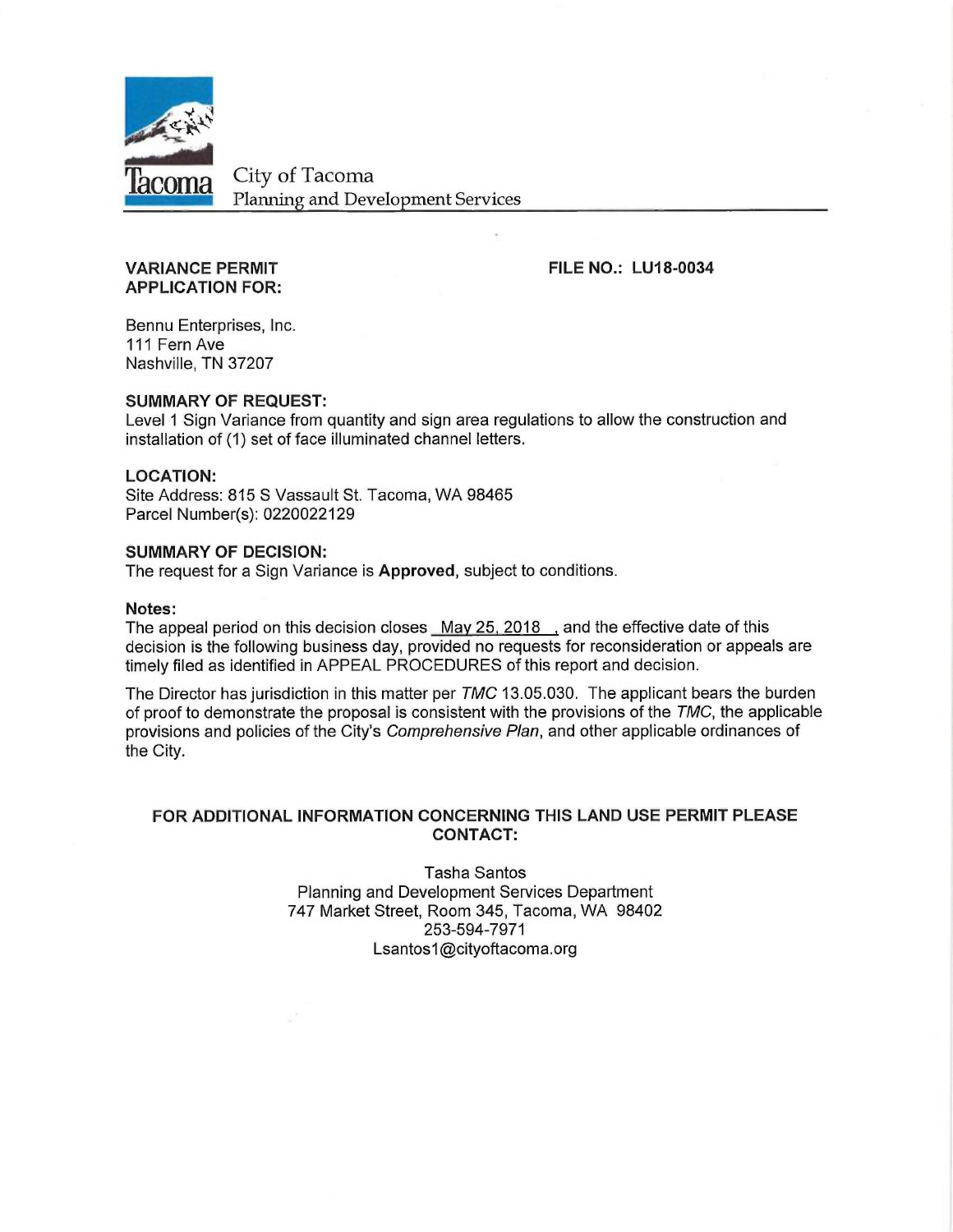City of Tacoma
Planning and Development Services

**VARIANCE PERMIT APPLICATION FOR:**

**FILE NO.: LU18-0034**

Bennu Enterprises, Inc.
111 Fern Ave
Nashville, TN 37207

**SUMMARY OF REQUEST:**
Level 1 Sign Variance from quantity and sign area regulations to allow the construction and installation of (1) set of face illuminated channel letters.

**LOCATION:**
Site Address: 815 S Vassault St. Tacoma, WA 98465
Parcel Number(s): 0220022129

**SUMMARY OF DECISION:**
The request for a Sign Variance is **Approved**, subject to conditions.

**Notes:**
The appeal period on this decision closes May 25, 2018 , and the effective date of this decision is the following business day, provided no requests for reconsideration or appeals are timely filed as identified in APPEAL PROCEDURES of this report and decision.

The Director has jurisdiction in this matter per *TMC* 13.05.030. The applicant bears the burden of proof to demonstrate the proposal is consistent with the provisions of the *TMC*, the applicable provisions and policies of the City's *Comprehensive Plan*, and other applicable ordinances of the City.

**FOR ADDITIONAL INFORMATION CONCERNING THIS LAND USE PERMIT PLEASE CONTACT:**

Tasha Santos
Planning and Development Services Department
747 Market Street, Room 345, Tacoma, WA 98402
253-594-7971
Lsantos1@cityoftacoma.org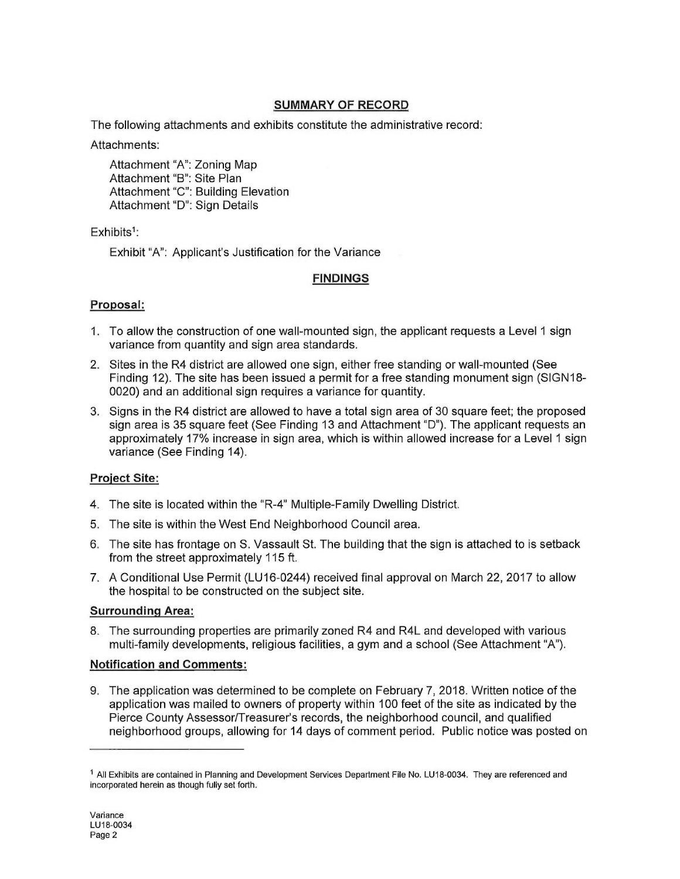## SUMMARY OF RECORD

The following attachments and exhibits constitute the administrative record:

Attachments:

Attachment "A": Zoning Map
Attachment "B": Site Plan
Attachment "C": Building Elevation
Attachment "D": Sign Details

Exhibits[1]:

Exhibit "A": Applicant's Justification for the Variance

## FINDINGS

### Proposal:

1. To allow the construction of one wall-mounted sign, the applicant requests a Level 1 sign variance from quantity and sign area standards.
2. Sites in the R4 district are allowed one sign, either free standing or wall-mounted (See Finding 12). The site has been issued a permit for a free standing monument sign (SIGN18-0020) and an additional sign requires a variance for quantity.
3. Signs in the R4 district are allowed to have a total sign area of 30 square feet; the proposed sign area is 35 square feet (See Finding 13 and Attachment "D"). The applicant requests an approximately 17% increase in sign area, which is within allowed increase for a Level 1 sign variance (See Finding 14).

### Project Site:

4. The site is located within the "R-4" Multiple-Family Dwelling District.
5. The site is within the West End Neighborhood Council area.
6. The site has frontage on S. Vassault St. The building that the sign is attached to is setback from the street approximately 115 ft.
7. A Conditional Use Permit (LU16-0244) received final approval on March 22, 2017 to allow the hospital to be constructed on the subject site.

### Surrounding Area:

8. The surrounding properties are primarily zoned R4 and R4L and developed with various multi-family developments, religious facilities, a gym and a school (See Attachment "A").

### Notification and Comments:

9. The application was determined to be complete on February 7, 2018. Written notice of the application was mailed to owners of property within 100 feet of the site as indicated by the Pierce County Assessor/Treasurer's records, the neighborhood council, and qualified neighborhood groups, allowing for 14 days of comment period. Public notice was posted on

---

[1] All Exhibits are contained in Planning and Development Services Department File No. LU18-0034. They are referenced and incorporated herein as though fully set forth.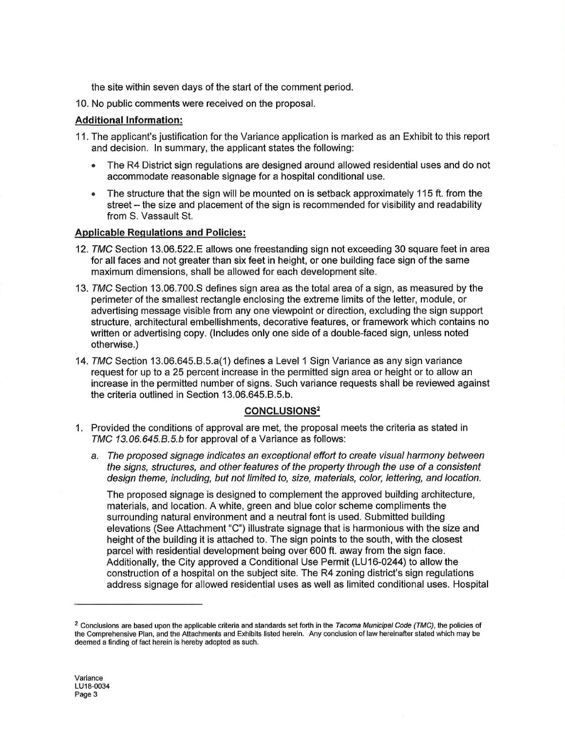the site within seven days of the start of the comment period.

10. No public comments were received on the proposal.

**Additional Information:**

11. The applicant's justification for the Variance application is marked as an Exhibit to this report and decision. In summary, the applicant states the following:
    - The R4 District sign regulations are designed around allowed residential uses and do not accommodate reasonable signage for a hospital conditional use.
    - The structure that the sign will be mounted on is setback approximately 115 ft. from the street – the size and placement of the sign is recommended for visibility and readability from S. Vassault St.

**Applicable Regulations and Policies:**

12. *TMC* Section 13.06.522.E allows one freestanding sign not exceeding 30 square feet in area for all faces and not greater than six feet in height, or one building face sign of the same maximum dimensions, shall be allowed for each development site.

13. *TMC* Section 13.06.700.S defines sign area as the total area of a sign, as measured by the perimeter of the smallest rectangle enclosing the extreme limits of the letter, module, or advertising message visible from any one viewpoint or direction, excluding the sign support structure, architectural embellishments, decorative features, or framework which contains no written or advertising copy. (Includes only one side of a double-faced sign, unless noted otherwise.)

14. *TMC* Section 13.06.645.B.5.a(1) defines a Level 1 Sign Variance as any sign variance request for up to a 25 percent increase in the permitted sign area or height or to allow an increase in the permitted number of signs. Such variance requests shall be reviewed against the criteria outlined in Section 13.06.645.B.5.b.

## CONCLUSIONS[2]

1. Provided the conditions of approval are met, the proposal meets the criteria as stated in *TMC 13.06.645.B.5.b* for approval of a Variance as follows:

    a. *The proposed signage indicates an exceptional effort to create visual harmony between the signs, structures, and other features of the property through the use of a consistent design theme, including, but not limited to, size, materials, color, lettering, and location.*

    The proposed signage is designed to complement the approved building architecture, materials, and location. A white, green and blue color scheme compliments the surrounding natural environment and a neutral font is used. Submitted building elevations (See Attachment "C") illustrate signage that is harmonious with the size and height of the building it is attached to. The sign points to the south, with the closest parcel with residential development being over 600 ft. away from the sign face. Additionally, the City approved a Conditional Use Permit (LU16-0244) to allow the construction of a hospital on the subject site. The R4 zoning district's sign regulations address signage for allowed residential uses as well as limited conditional uses. Hospital

---

[2] Conclusions are based upon the applicable criteria and standards set forth in the *Tacoma Municipal Code (TMC)*, the policies of the Comprehensive Plan, and the Attachments and Exhibits listed herein. Any conclusion of law hereinafter stated which may be deemed a finding of fact herein is hereby adopted as such.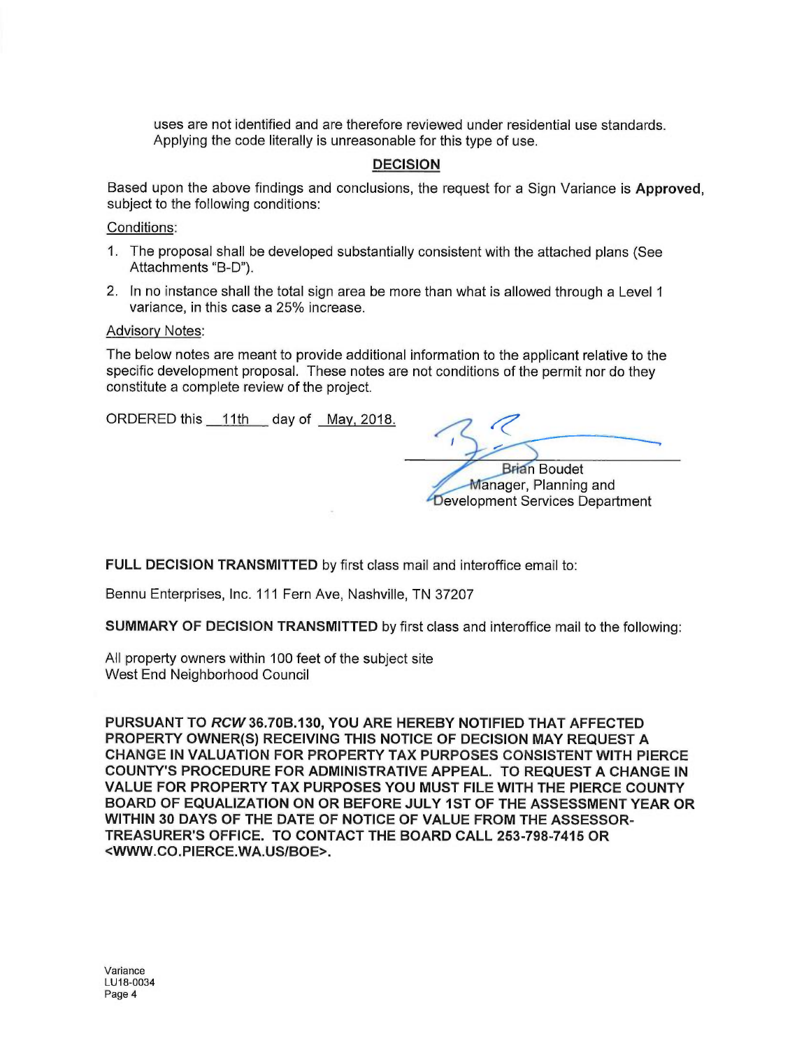uses are not identified and are therefore reviewed under residential use standards. Applying the code literally is unreasonable for this type of use.

## DECISION

Based upon the above findings and conclusions, the request for a Sign Variance is **Approved**, subject to the following conditions:

Conditions:

1. The proposal shall be developed substantially consistent with the attached plans (See Attachments "B-D").
2. In no instance shall the total sign area be more than what is allowed through a Level 1 variance, in this case a 25% increase.

Advisory Notes:

The below notes are meant to provide additional information to the applicant relative to the specific development proposal. These notes are not conditions of the permit nor do they constitute a complete review of the project.

ORDERED this 11th day of May, 2018.

Brian Boudet
Manager, Planning and
Development Services Department

**FULL DECISION TRANSMITTED** by first class mail and interoffice email to:

Bennu Enterprises, Inc. 111 Fern Ave, Nashville, TN 37207

**SUMMARY OF DECISION TRANSMITTED** by first class and interoffice mail to the following:

All property owners within 100 feet of the subject site
West End Neighborhood Council

**PURSUANT TO *RCW* 36.70B.130, YOU ARE HEREBY NOTIFIED THAT AFFECTED PROPERTY OWNER(S) RECEIVING THIS NOTICE OF DECISION MAY REQUEST A CHANGE IN VALUATION FOR PROPERTY TAX PURPOSES CONSISTENT WITH PIERCE COUNTY'S PROCEDURE FOR ADMINISTRATIVE APPEAL. TO REQUEST A CHANGE IN VALUE FOR PROPERTY TAX PURPOSES YOU MUST FILE WITH THE PIERCE COUNTY BOARD OF EQUALIZATION ON OR BEFORE JULY 1ST OF THE ASSESSMENT YEAR OR WITHIN 30 DAYS OF THE DATE OF NOTICE OF VALUE FROM THE ASSESSOR-TREASURER'S OFFICE. TO CONTACT THE BOARD CALL 253-798-7415 OR <WWW.CO.PIERCE.WA.US/BOE>.**

Variance
LU18-0034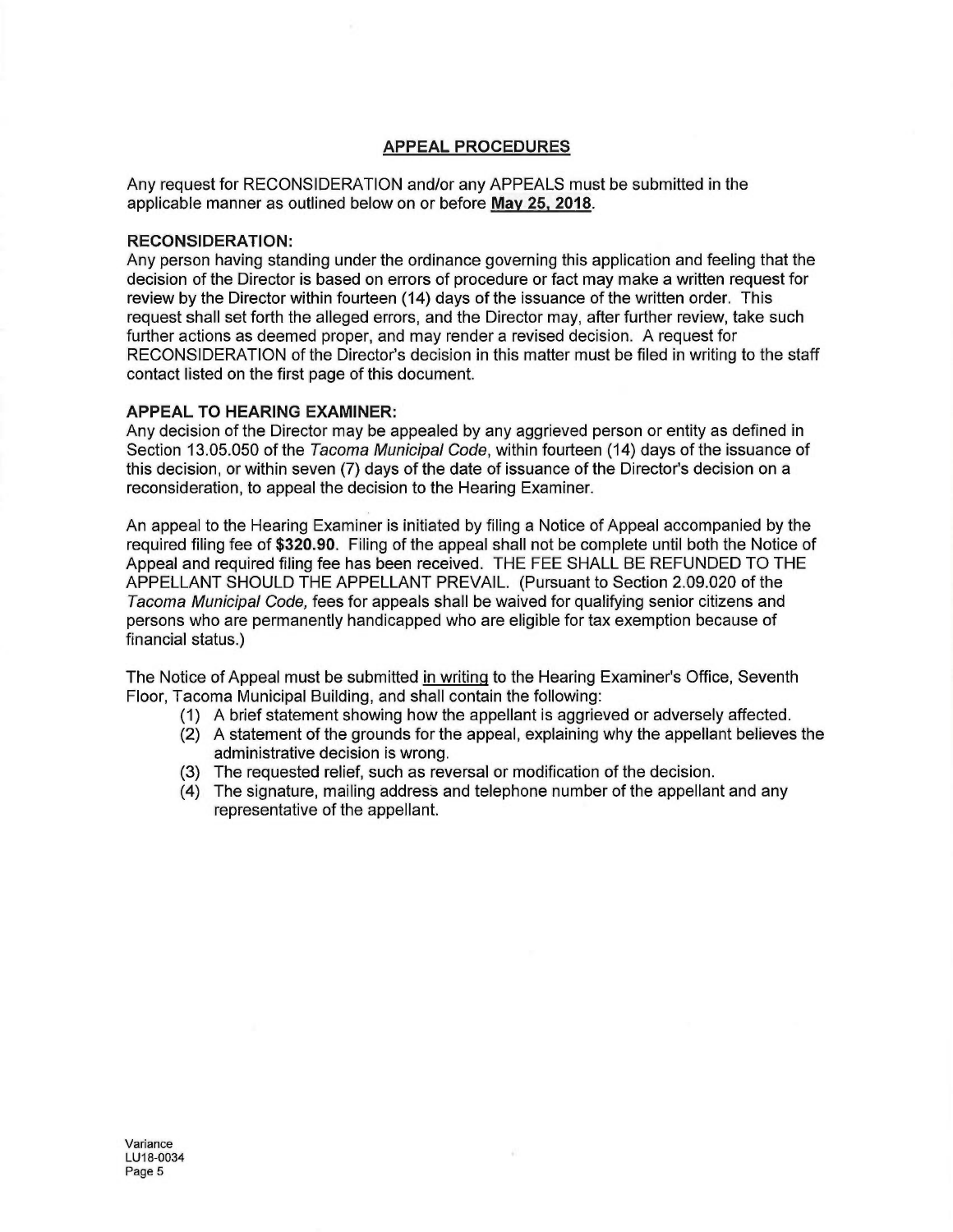## APPEAL PROCEDURES

Any request for RECONSIDERATION and/or any APPEALS must be submitted in the applicable manner as outlined below on or before **May 25, 2018**.

**RECONSIDERATION:**

Any person having standing under the ordinance governing this application and feeling that the decision of the Director is based on errors of procedure or fact may make a written request for review by the Director within fourteen (14) days of the issuance of the written order. This request shall set forth the alleged errors, and the Director may, after further review, take such further actions as deemed proper, and may render a revised decision. A request for RECONSIDERATION of the Director's decision in this matter must be filed in writing to the staff contact listed on the first page of this document.

**APPEAL TO HEARING EXAMINER:**

Any decision of the Director may be appealed by any aggrieved person or entity as defined in Section 13.05.050 of the *Tacoma Municipal Code*, within fourteen (14) days of the issuance of this decision, or within seven (7) days of the date of issuance of the Director's decision on a reconsideration, to appeal the decision to the Hearing Examiner.

An appeal to the Hearing Examiner is initiated by filing a Notice of Appeal accompanied by the required filing fee of **$320.90**. Filing of the appeal shall not be complete until both the Notice of Appeal and required filing fee has been received. THE FEE SHALL BE REFUNDED TO THE APPELLANT SHOULD THE APPELLANT PREVAIL. (Pursuant to Section 2.09.020 of the *Tacoma Municipal Code,* fees for appeals shall be waived for qualifying senior citizens and persons who are permanently handicapped who are eligible for tax exemption because of financial status.)

The Notice of Appeal must be submitted in writing to the Hearing Examiner's Office, Seventh Floor, Tacoma Municipal Building, and shall contain the following:

1. A brief statement showing how the appellant is aggrieved or adversely affected.
2. A statement of the grounds for the appeal, explaining why the appellant believes the administrative decision is wrong.
3. The requested relief, such as reversal or modification of the decision.
4. The signature, mailing address and telephone number of the appellant and any representative of the appellant.

Variance
LU18-0034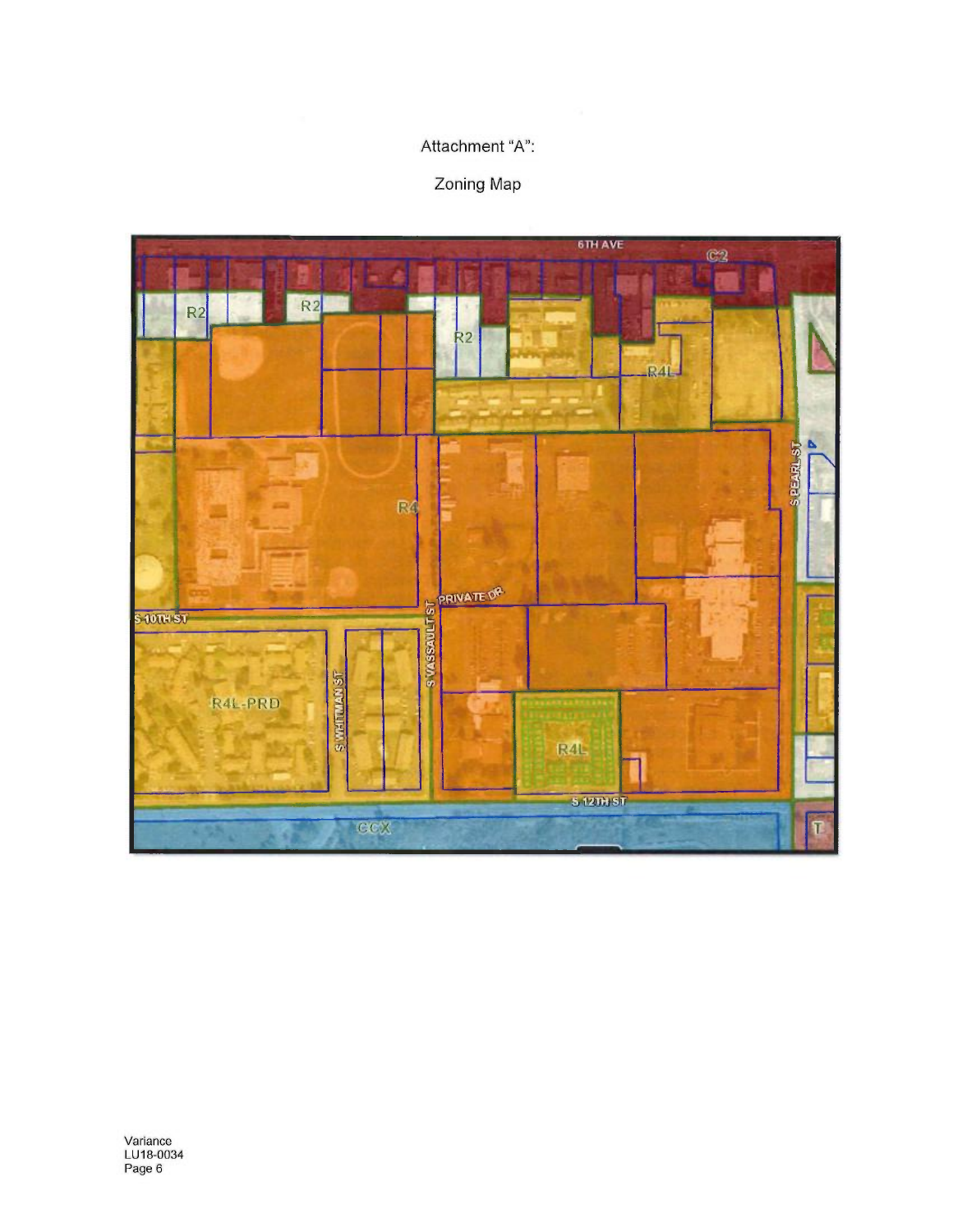Attachment "A":

Zoning Map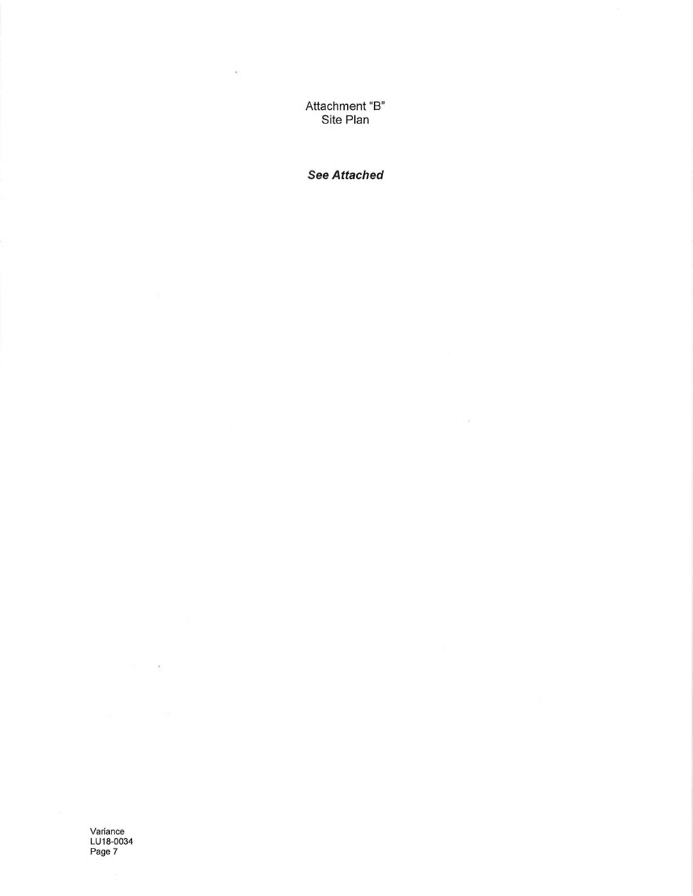Attachment "B"
Site Plan

***See Attached***

Variance
LU18-0034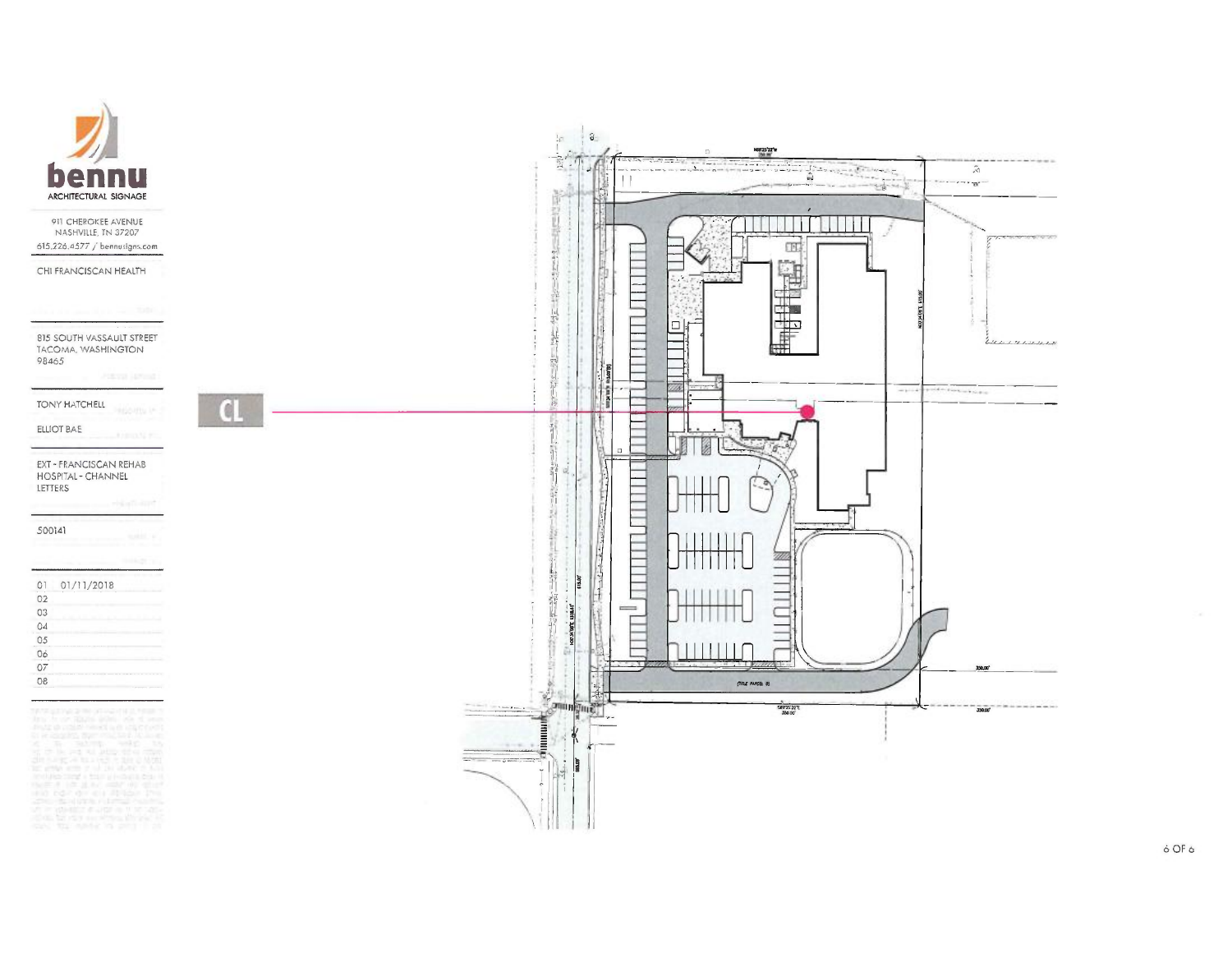**bennu**

ARCHITECTURAL SIGNAGE

911 CHEROKEE AVENUE
NASHVILLE, TN 37207
615.226.4577 / bennusigns.com

CHI FRANCISCAN HEALTH

815 SOUTH VASSAULT STREET
TACOMA, WASHINGTON
98465

TONY HATCHELL

ELLIOT BAE

EXT - FRANCISCAN REHAB HOSPITAL - CHANNEL LETTERS

500141

01 01/11/2018
02
03
04
05
06
07
08

CL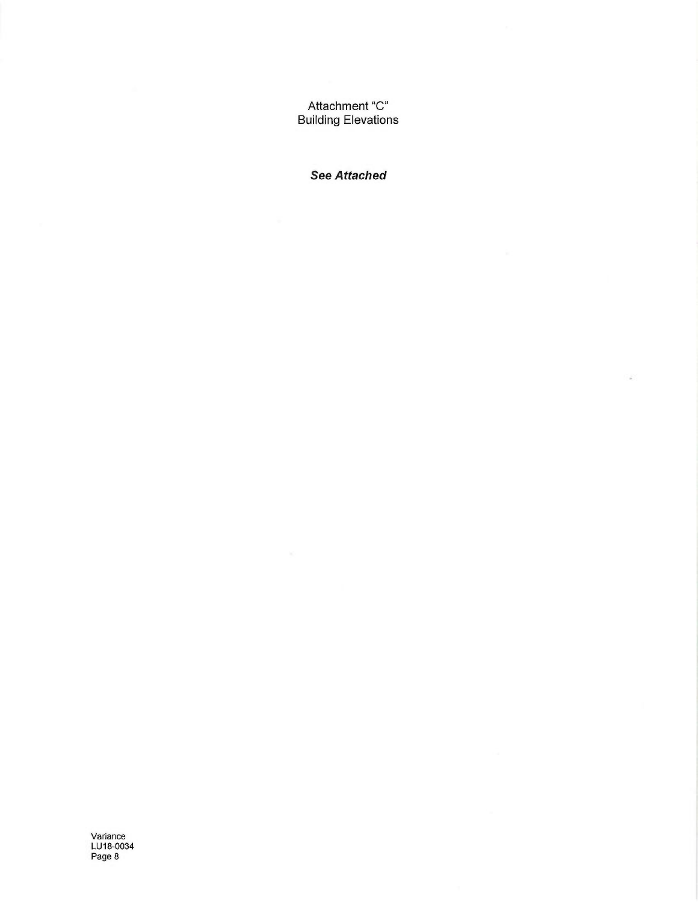Attachment "C"
Building Elevations

***See Attached***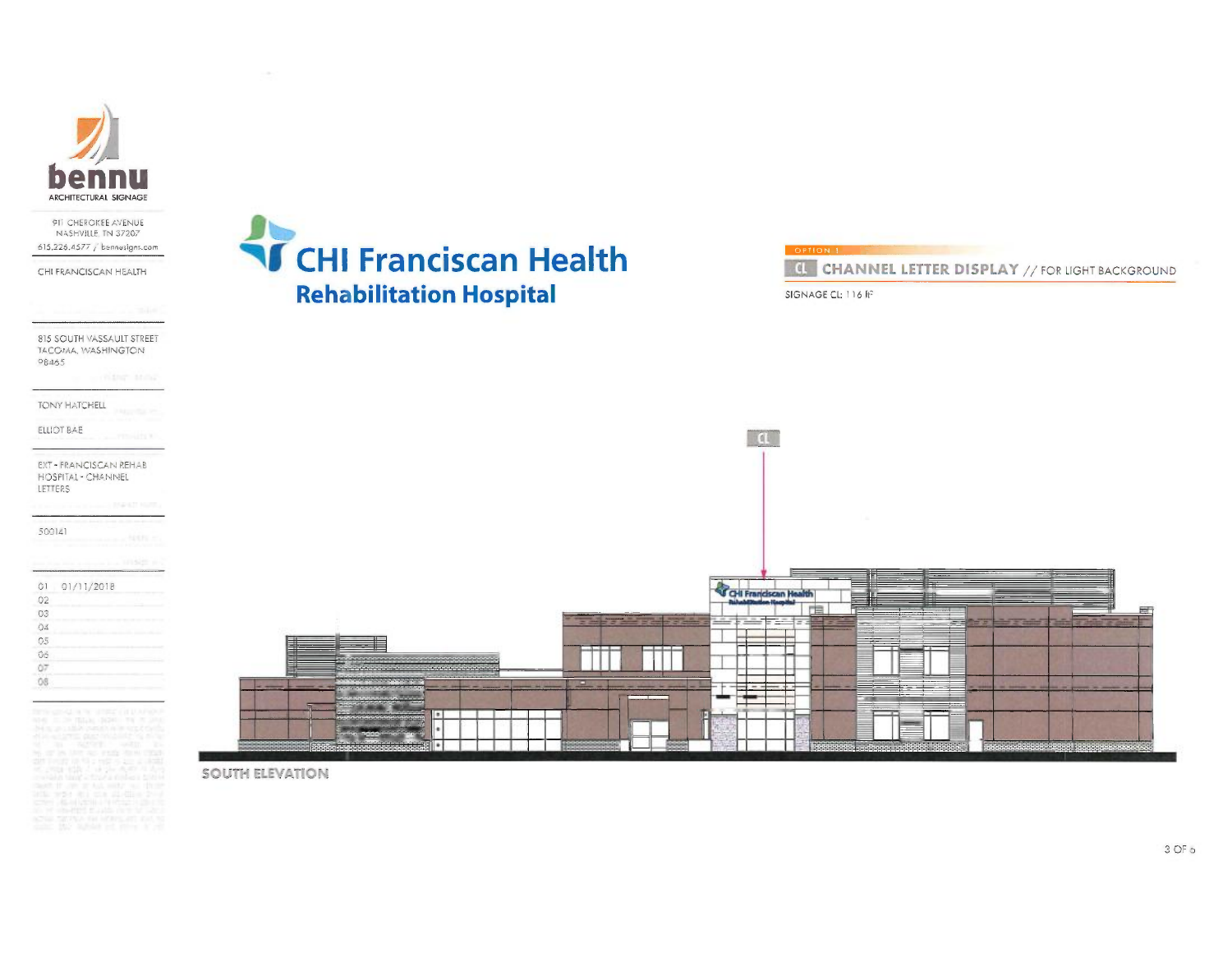**bennu**
ARCHITECTURAL SIGNAGE

911 CHEROKEE AVENUE
NASHVILLE, TN 37207
615.226.4577 // bennusigns.com

CHI FRANCISCAN HEALTH

815 SOUTH VASSAULT STREET
TACOMA, WASHINGTON
98465

TONY HATCHELL

ELLIOT BAE

EXT - FRANCISCAN REHAB HOSPITAL - CHANNEL LETTERS

500141

| | |
|---|---|
| 01 | 01/11/2018 |
| 02 | |
| 03 | |
| 04 | |
| 05 | |
| 06 | |
| 07 | |
| 08 | |

# CHI Franciscan Health
## Rehabilitation Hospital

OPTION 1

**CL CHANNEL LETTER DISPLAY** // FOR LIGHT BACKGROUND

SIGNAGE CL: 116 ft²

CL

CHI Franciscan Health
Rehabilitation Hospital

**SOUTH ELEVATION**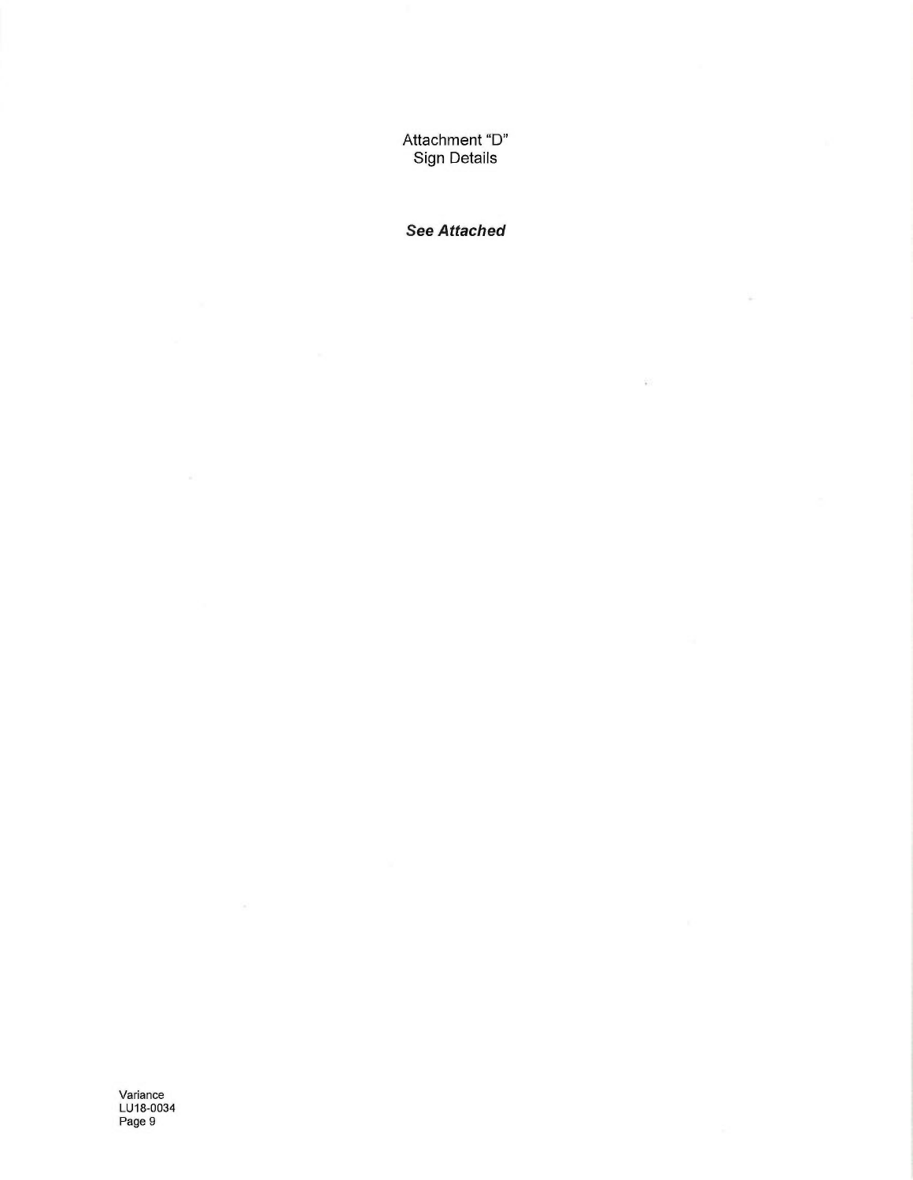Attachment "D"
Sign Details

***See Attached***

Variance
LU18-0034
Page 9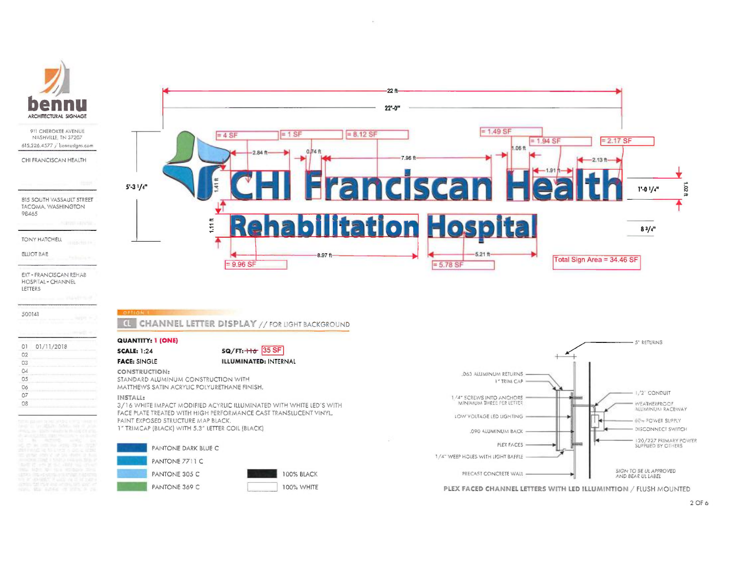**bennu**
ARCHITECTURAL SIGNAGE

911 CHEROKEE AVENUE
NASHVILLE, TN 37207
615.226.4577 / bennusigns.com

CHI FRANCISCAN HEALTH

815 SOUTH VASSAULT STREET
TACOMA, WASHINGTON
98465

TONY HATCHELL

ELLIOT BAE

EXT - FRANCISCAN REHAB HOSPITAL - CHANNEL LETTERS

500141

| | |
|---|---|
| 01 | 01/11/2018 |
| 02 | |
| 03 | |
| 04 | |
| 05 | |
| 06 | |
| 07 | |
| 08 | |

22 ft

22'-0"

5'-3 1/4"

= 4 SF | = 1 SF | = 8.12 SF | = 1.49 SF | = 1.94 SF | = 2.17 SF

2.84 ft | 0.74 ft | 7.96 ft | 1.06 ft | 1.91 ft | 2.13 ft

1.41 ft

**CHI Franciscan Health**

1'-0 1/4" | 1.02 ft

**Rehabilitation Hospital**

1.11 ft

8 3/4"

8.97 ft | 5.21 ft

= 9.96 SF | = 5.78 SF

Total Sign Area = 34.46 SF

OPTION 1

## CL CHANNEL LETTER DISPLAY // FOR LIGHT BACKGROUND

**QUANTITY:** 1 (ONE)

**SCALE:** 1:24 **SQ/FT:** ~~116~~ 35 SF

**FACE:** SINGLE **ILLUMINATED:** INTERNAL

**CONSTRUCTION:**
STANDARD ALUMINUM CONSTRUCTION WITH MATTHEWS SATIN ACRYLIC POLYURETHANE FINISH.

**INSTALL:**
3/16 WHITE IMPACT MODIFIED ACRYLIC ILLUMINATED WITH WHITE LED'S WITH FACE PLATE TREATED WITH HIGH PERFORMANCE CAST TRANSLUCENT VINYL.
PAINT EXPOSED STRUCTURE MAP BLACK.
1" TRIMCAP (BLACK) WITH 5.3" LETTER COIL (BLACK)

- PANTONE DARK BLUE C
- PANTONE 7711 C
- PANTONE 305 C
- PANTONE 369 C
- 100% BLACK
- 100% WHITE

5" RETURNS

.063 ALUMINUM RETURNS
1" TRIM CAP
1/4" SCREWS INTO ANCHORS MINIMUM THREE PER LETTER
LOW VOLTAGE LED LIGHTING
.090 ALUMINUM BACK
PLEX FACES
1/4" WEEP HOLES WITH LIGHT BAFFLE
PRECAST CONCRETE WALL

1/2" CONDUIT
WEATHERPROOF ALUMINUM RACEWAY
60w POWER SUPPLY
DISCONNECT SWITCH
120/277 PRIMARY POWER SUPPLIED BY OTHERS

SIGN TO BE UL APPROVED AND BEAR UL LABEL

**PLEX FACED CHANNEL LETTERS WITH LED ILLUMINTION** / FLUSH MOUNTED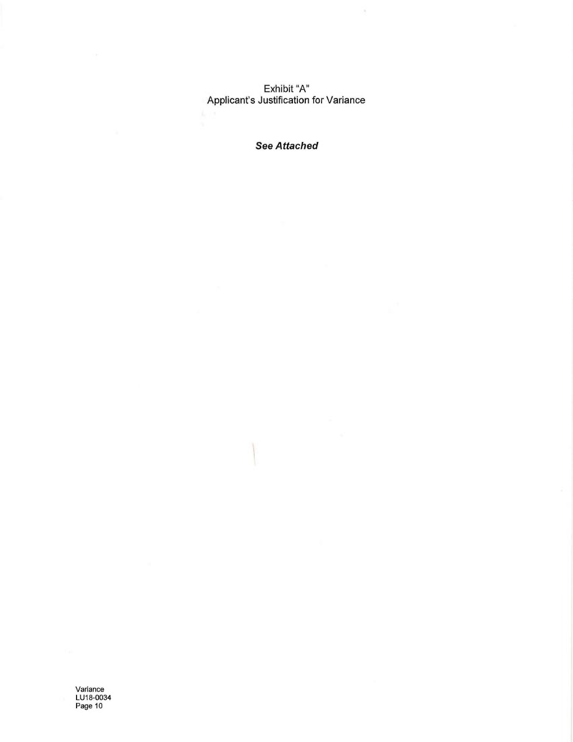# Exhibit "A"
## Applicant's Justification for Variance

***See Attached***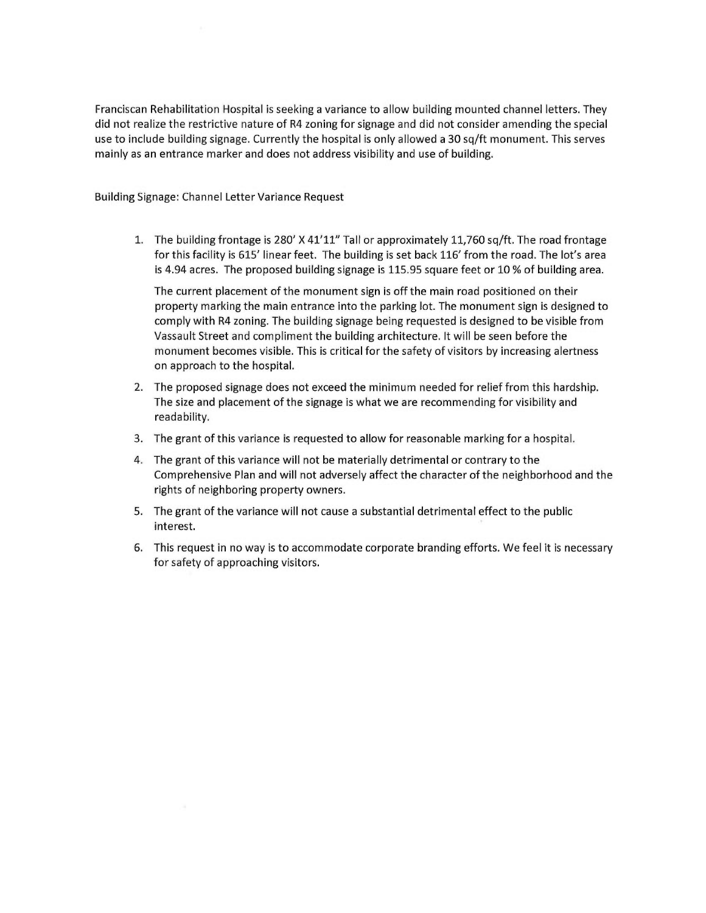Franciscan Rehabilitation Hospital is seeking a variance to allow building mounted channel letters. They did not realize the restrictive nature of R4 zoning for signage and did not consider amending the special use to include building signage. Currently the hospital is only allowed a 30 sq/ft monument. This serves mainly as an entrance marker and does not address visibility and use of building.

Building Signage: Channel Letter Variance Request

1. The building frontage is 280' X 41'11" Tall or approximately 11,760 sq/ft. The road frontage for this facility is 615' linear feet. The building is set back 116' from the road. The lot's area is 4.94 acres. The proposed building signage is 115.95 square feet or 10 % of building area.

   The current placement of the monument sign is off the main road positioned on their property marking the main entrance into the parking lot. The monument sign is designed to comply with R4 zoning. The building signage being requested is designed to be visible from Vassault Street and compliment the building architecture. It will be seen before the monument becomes visible. This is critical for the safety of visitors by increasing alertness on approach to the hospital.
2. The proposed signage does not exceed the minimum needed for relief from this hardship. The size and placement of the signage is what we are recommending for visibility and readability.
3. The grant of this variance is requested to allow for reasonable marking for a hospital.
4. The grant of this variance will not be materially detrimental or contrary to the Comprehensive Plan and will not adversely affect the character of the neighborhood and the rights of neighboring property owners.
5. The grant of the variance will not cause a substantial detrimental effect to the public interest.
6. This request in no way is to accommodate corporate branding efforts. We feel it is necessary for safety of approaching visitors.